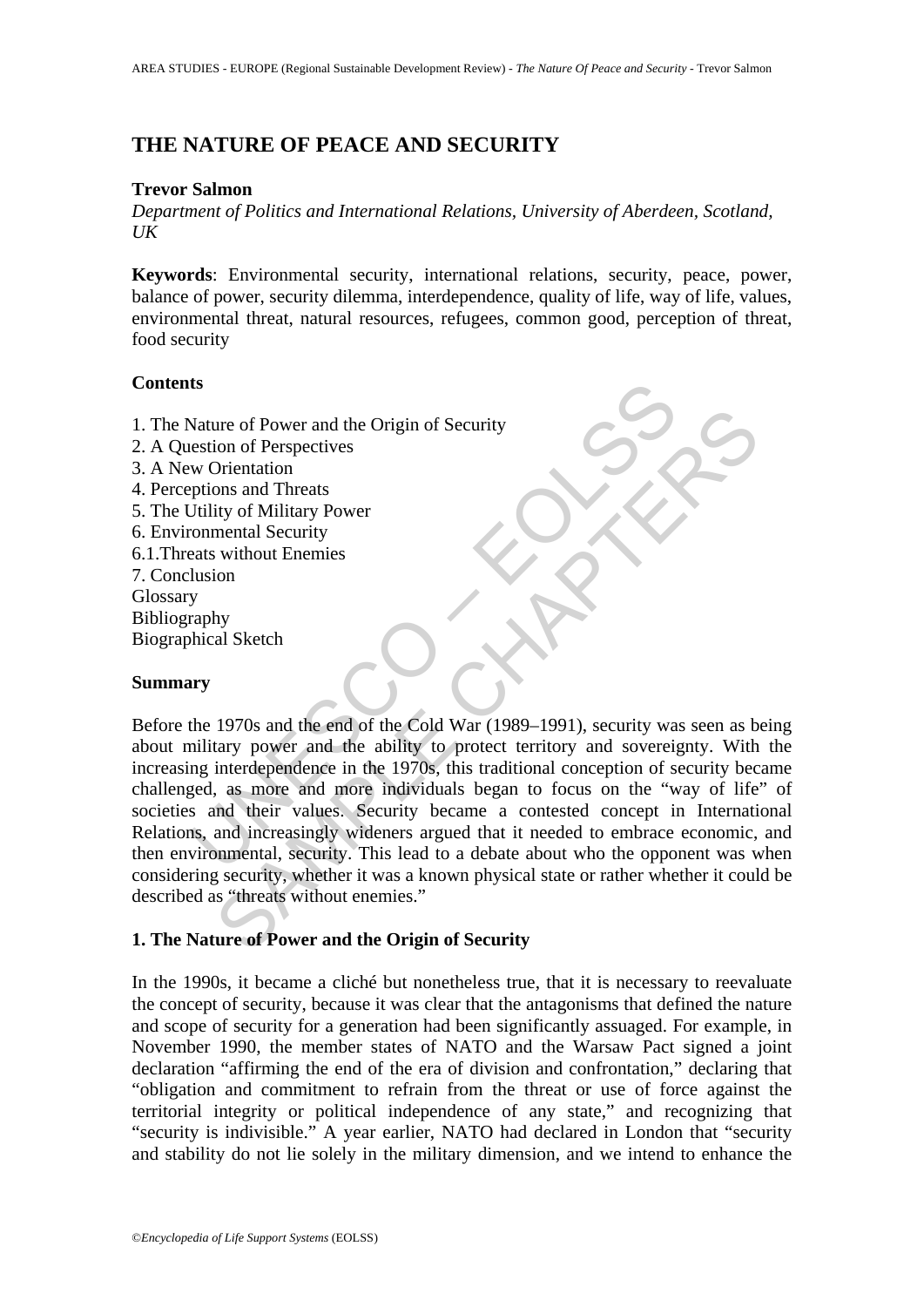# THE NATURE OF PEACE AND SECURITY

**Trevor Salmon**

*Department of Politics and International Relations, University of Aberdeen, Scotland, UK*

**Keywords**: Environmental security, international relations, security, peace, power, balance of power, security dilemma, interdependence, quality of life, way of life, values, environmental threat, natural resources, refugees, common good, perception of threat, food security

## Contents

1. The Nature of Power and the Origin of Security
2. A Question of Perspectives
3. A New Orientation
4. Perceptions and Threats
5. The Utility of Military Power
6. Environmental Security
6.1.Threats without Enemies
7. Conclusion

Glossary
Bibliography
Biographical Sketch

## Summary

Before the 1970s and the end of the Cold War (1989–1991), security was seen as being about military power and the ability to protect territory and sovereignty. With the increasing interdependence in the 1970s, this traditional conception of security became challenged, as more and more individuals began to focus on the "way of life" of societies and their values. Security became a contested concept in International Relations, and increasingly wideners argued that it needed to embrace economic, and then environmental, security. This lead to a debate about who the opponent was when considering security, whether it was a known physical state or rather whether it could be described as "threats without enemies."

## 1. The Nature of Power and the Origin of Security

In the 1990s, it became a cliché but nonetheless true, that it is necessary to reevaluate the concept of security, because it was clear that the antagonisms that defined the nature and scope of security for a generation had been significantly assuaged. For example, in November 1990, the member states of NATO and the Warsaw Pact signed a joint declaration "affirming the end of the era of division and confrontation," declaring that "obligation and commitment to refrain from the threat or use of force against the territorial integrity or political independence of any state," and recognizing that "security is indivisible." A year earlier, NATO had declared in London that "security and stability do not lie solely in the military dimension, and we intend to enhance the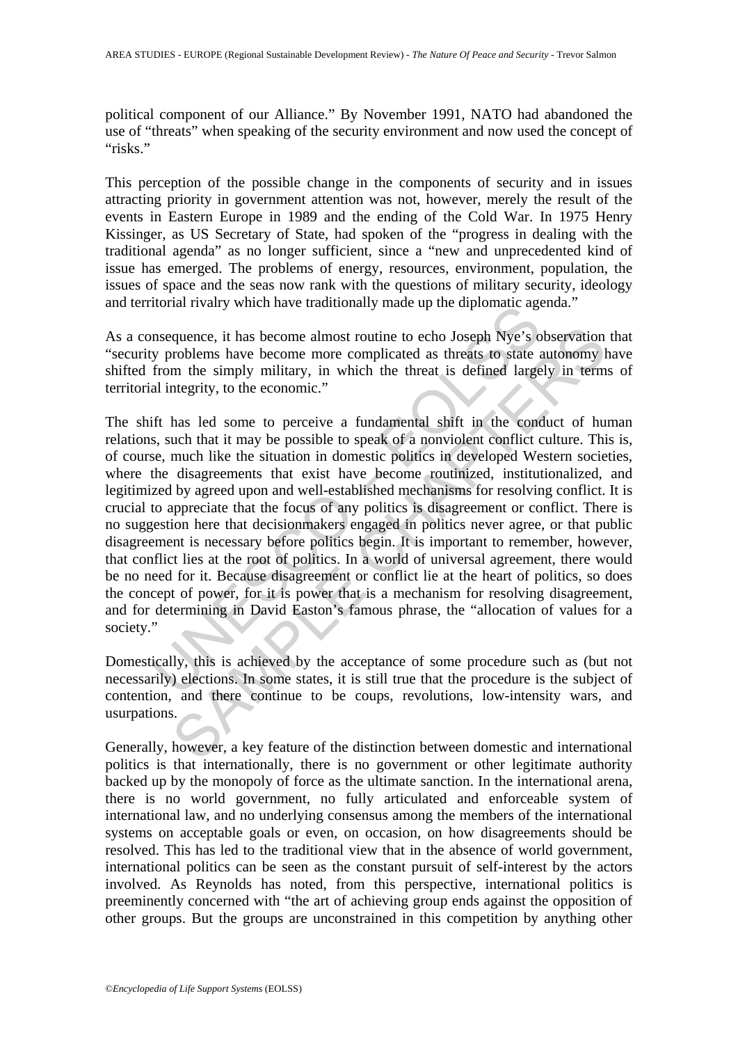political component of our Alliance." By November 1991, NATO had abandoned the use of "threats" when speaking of the security environment and now used the concept of "risks."

This perception of the possible change in the components of security and in issues attracting priority in government attention was not, however, merely the result of the events in Eastern Europe in 1989 and the ending of the Cold War. In 1975 Henry Kissinger, as US Secretary of State, had spoken of the "progress in dealing with the traditional agenda" as no longer sufficient, since a "new and unprecedented kind of issue has emerged. The problems of energy, resources, environment, population, the issues of space and the seas now rank with the questions of military security, ideology and territorial rivalry which have traditionally made up the diplomatic agenda."

As a consequence, it has become almost routine to echo Joseph Nye's observation that "security problems have become more complicated as threats to state autonomy have shifted from the simply military, in which the threat is defined largely in terms of territorial integrity, to the economic."

The shift has led some to perceive a fundamental shift in the conduct of human relations, such that it may be possible to speak of a nonviolent conflict culture. This is, of course, much like the situation in domestic politics in developed Western societies, where the disagreements that exist have become routinized, institutionalized, and legitimized by agreed upon and well-established mechanisms for resolving conflict. It is crucial to appreciate that the focus of any politics is disagreement or conflict. There is no suggestion here that decisionmakers engaged in politics never agree, or that public disagreement is necessary before politics begin. It is important to remember, however, that conflict lies at the root of politics. In a world of universal agreement, there would be no need for it. Because disagreement or conflict lie at the heart of politics, so does the concept of power, for it is power that is a mechanism for resolving disagreement, and for determining in David Easton's famous phrase, the "allocation of values for a society."

Domestically, this is achieved by the acceptance of some procedure such as (but not necessarily) elections. In some states, it is still true that the procedure is the subject of contention, and there continue to be coups, revolutions, low-intensity wars, and usurpations.

Generally, however, a key feature of the distinction between domestic and international politics is that internationally, there is no government or other legitimate authority backed up by the monopoly of force as the ultimate sanction. In the international arena, there is no world government, no fully articulated and enforceable system of international law, and no underlying consensus among the members of the international systems on acceptable goals or even, on occasion, on how disagreements should be resolved. This has led to the traditional view that in the absence of world government, international politics can be seen as the constant pursuit of self-interest by the actors involved. As Reynolds has noted, from this perspective, international politics is preeminently concerned with "the art of achieving group ends against the opposition of other groups. But the groups are unconstrained in this competition by anything other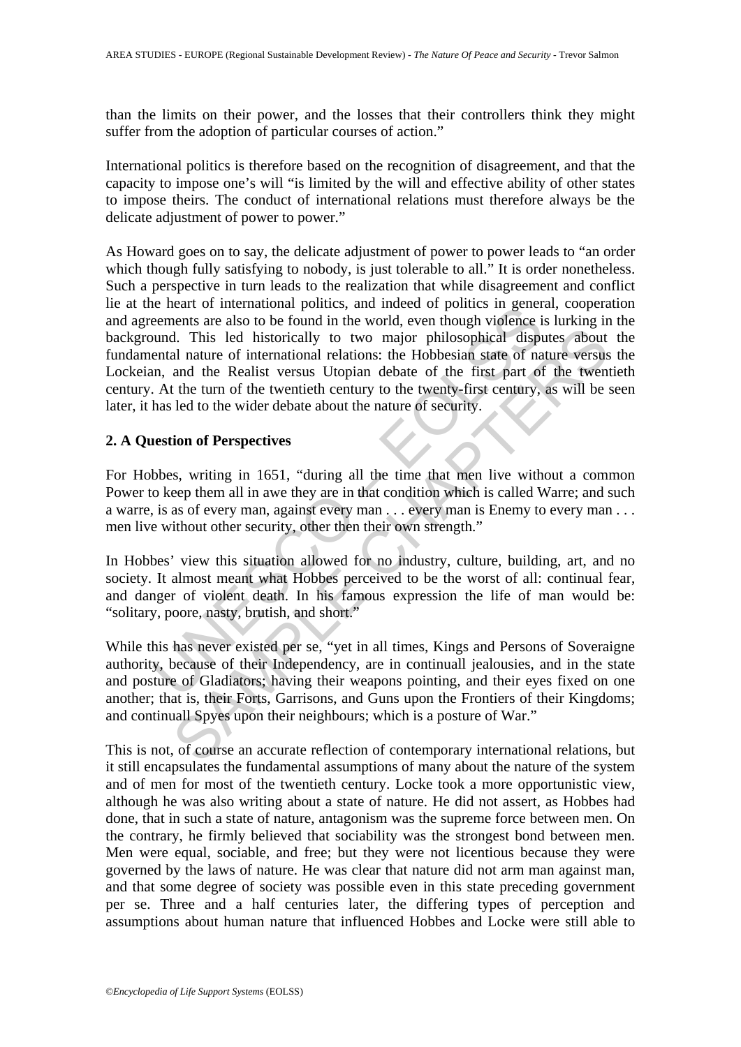than the limits on their power, and the losses that their controllers think they might suffer from the adoption of particular courses of action."

International politics is therefore based on the recognition of disagreement, and that the capacity to impose one's will "is limited by the will and effective ability of other states to impose theirs. The conduct of international relations must therefore always be the delicate adjustment of power to power."

As Howard goes on to say, the delicate adjustment of power to power leads to "an order which though fully satisfying to nobody, is just tolerable to all." It is order nonetheless. Such a perspective in turn leads to the realization that while disagreement and conflict lie at the heart of international politics, and indeed of politics in general, cooperation and agreements are also to be found in the world, even though violence is lurking in the background. This led historically to two major philosophical disputes about the fundamental nature of international relations: the Hobbesian state of nature versus the Lockeian, and the Realist versus Utopian debate of the first part of the twentieth century. At the turn of the twentieth century to the twenty-first century, as will be seen later, it has led to the wider debate about the nature of security.

## 2. A Question of Perspectives

For Hobbes, writing in 1651, "during all the time that men live without a common Power to keep them all in awe they are in that condition which is called Warre; and such a warre, is as of every man, against every man . . . every man is Enemy to every man . . . men live without other security, other then their own strength."

In Hobbes' view this situation allowed for no industry, culture, building, art, and no society. It almost meant what Hobbes perceived to be the worst of all: continual fear, and danger of violent death. In his famous expression the life of man would be: "solitary, poore, nasty, brutish, and short."

While this has never existed per se, "yet in all times, Kings and Persons of Soveraigne authority, because of their Independency, are in continuall jealousies, and in the state and posture of Gladiators; having their weapons pointing, and their eyes fixed on one another; that is, their Forts, Garrisons, and Guns upon the Frontiers of their Kingdoms; and continuall Spyes upon their neighbours; which is a posture of War."

This is not, of course an accurate reflection of contemporary international relations, but it still encapsulates the fundamental assumptions of many about the nature of the system and of men for most of the twentieth century. Locke took a more opportunistic view, although he was also writing about a state of nature. He did not assert, as Hobbes had done, that in such a state of nature, antagonism was the supreme force between men. On the contrary, he firmly believed that sociability was the strongest bond between men. Men were equal, sociable, and free; but they were not licentious because they were governed by the laws of nature. He was clear that nature did not arm man against man, and that some degree of society was possible even in this state preceding government per se. Three and a half centuries later, the differing types of perception and assumptions about human nature that influenced Hobbes and Locke were still able to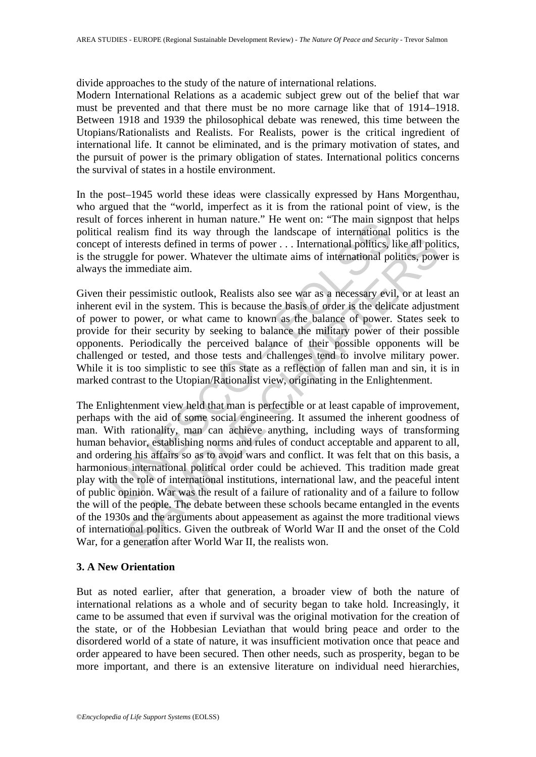divide approaches to the study of the nature of international relations.

Modern International Relations as a academic subject grew out of the belief that war must be prevented and that there must be no more carnage like that of 1914–1918. Between 1918 and 1939 the philosophical debate was renewed, this time between the Utopians/Rationalists and Realists. For Realists, power is the critical ingredient of international life. It cannot be eliminated, and is the primary motivation of states, and the pursuit of power is the primary obligation of states. International politics concerns the survival of states in a hostile environment.

In the post–1945 world these ideas were classically expressed by Hans Morgenthau, who argued that the "world, imperfect as it is from the rational point of view, is the result of forces inherent in human nature." He went on: "The main signpost that helps political realism find its way through the landscape of international politics is the concept of interests defined in terms of power . . . International politics, like all politics, is the struggle for power. Whatever the ultimate aims of international politics, power is always the immediate aim.

Given their pessimistic outlook, Realists also see war as a necessary evil, or at least an inherent evil in the system. This is because the basis of order is the delicate adjustment of power to power, or what came to known as the balance of power. States seek to provide for their security by seeking to balance the military power of their possible opponents. Periodically the perceived balance of their possible opponents will be challenged or tested, and those tests and challenges tend to involve military power. While it is too simplistic to see this state as a reflection of fallen man and sin, it is in marked contrast to the Utopian/Rationalist view, originating in the Enlightenment.

The Enlightenment view held that man is perfectible or at least capable of improvement, perhaps with the aid of some social engineering. It assumed the inherent goodness of man. With rationality, man can achieve anything, including ways of transforming human behavior, establishing norms and rules of conduct acceptable and apparent to all, and ordering his affairs so as to avoid wars and conflict. It was felt that on this basis, a harmonious international political order could be achieved. This tradition made great play with the role of international institutions, international law, and the peaceful intent of public opinion. War was the result of a failure of rationality and of a failure to follow the will of the people. The debate between these schools became entangled in the events of the 1930s and the arguments about appeasement as against the more traditional views of international politics. Given the outbreak of World War II and the onset of the Cold War, for a generation after World War II, the realists won.

## 3. A New Orientation

But as noted earlier, after that generation, a broader view of both the nature of international relations as a whole and of security began to take hold. Increasingly, it came to be assumed that even if survival was the original motivation for the creation of the state, or of the Hobbesian Leviathan that would bring peace and order to the disordered world of a state of nature, it was insufficient motivation once that peace and order appeared to have been secured. Then other needs, such as prosperity, began to be more important, and there is an extensive literature on individual need hierarchies,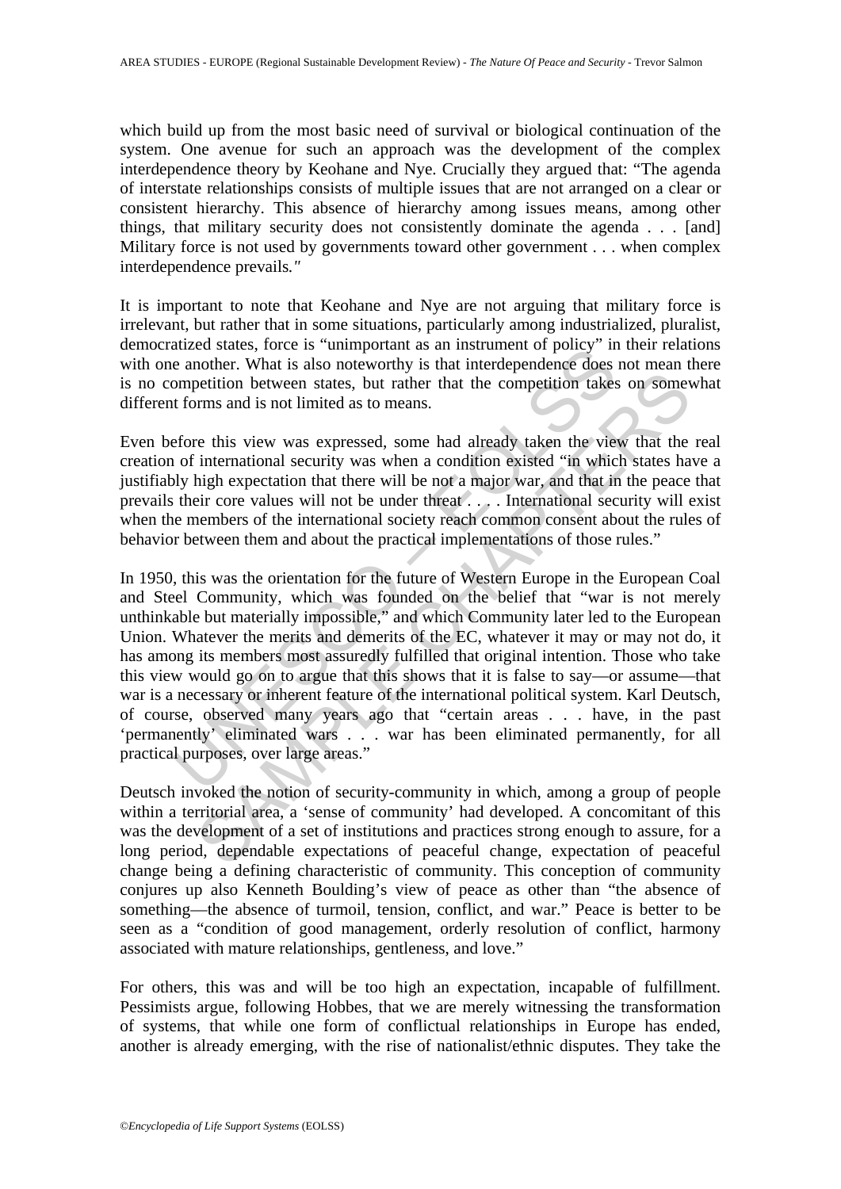which build up from the most basic need of survival or biological continuation of the system. One avenue for such an approach was the development of the complex interdependence theory by Keohane and Nye. Crucially they argued that: "The agenda of interstate relationships consists of multiple issues that are not arranged on a clear or consistent hierarchy. This absence of hierarchy among issues means, among other things, that military security does not consistently dominate the agenda . . . [and] Military force is not used by governments toward other government . . . when complex interdependence prevails."

It is important to note that Keohane and Nye are not arguing that military force is irrelevant, but rather that in some situations, particularly among industrialized, pluralist, democratized states, force is "unimportant as an instrument of policy" in their relations with one another. What is also noteworthy is that interdependence does not mean there is no competition between states, but rather that the competition takes on somewhat different forms and is not limited as to means.

Even before this view was expressed, some had already taken the view that the real creation of international security was when a condition existed "in which states have a justifiably high expectation that there will be not a major war, and that in the peace that prevails their core values will not be under threat . . . . International security will exist when the members of the international society reach common consent about the rules of behavior between them and about the practical implementations of those rules."

In 1950, this was the orientation for the future of Western Europe in the European Coal and Steel Community, which was founded on the belief that "war is not merely unthinkable but materially impossible," and which Community later led to the European Union. Whatever the merits and demerits of the EC, whatever it may or may not do, it has among its members most assuredly fulfilled that original intention. Those who take this view would go on to argue that this shows that it is false to say—or assume—that war is a necessary or inherent feature of the international political system. Karl Deutsch, of course, observed many years ago that "certain areas . . . have, in the past 'permanently' eliminated wars . . . war has been eliminated permanently, for all practical purposes, over large areas."

Deutsch invoked the notion of security-community in which, among a group of people within a territorial area, a 'sense of community' had developed. A concomitant of this was the development of a set of institutions and practices strong enough to assure, for a long period, dependable expectations of peaceful change, expectation of peaceful change being a defining characteristic of community. This conception of community conjures up also Kenneth Boulding's view of peace as other than "the absence of something—the absence of turmoil, tension, conflict, and war." Peace is better to be seen as a "condition of good management, orderly resolution of conflict, harmony associated with mature relationships, gentleness, and love."

For others, this was and will be too high an expectation, incapable of fulfillment. Pessimists argue, following Hobbes, that we are merely witnessing the transformation of systems, that while one form of conflictual relationships in Europe has ended, another is already emerging, with the rise of nationalist/ethnic disputes. They take the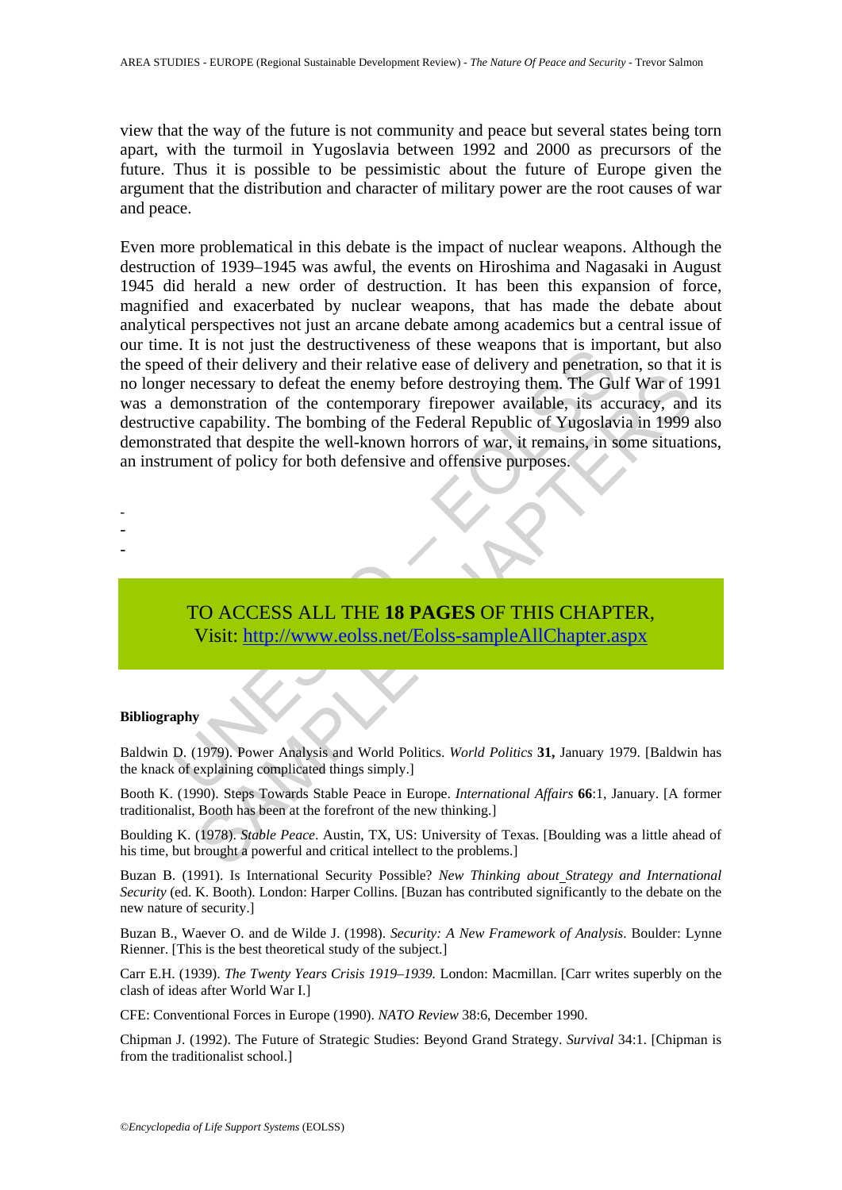view that the way of the future is not community and peace but several states being torn apart, with the turmoil in Yugoslavia between 1992 and 2000 as precursors of the future. Thus it is possible to be pessimistic about the future of Europe given the argument that the distribution and character of military power are the root causes of war and peace.

Even more problematical in this debate is the impact of nuclear weapons. Although the destruction of 1939–1945 was awful, the events on Hiroshima and Nagasaki in August 1945 did herald a new order of destruction. It has been this expansion of force, magnified and exacerbated by nuclear weapons, that has made the debate about analytical perspectives not just an arcane debate among academics but a central issue of our time. It is not just the destructiveness of these weapons that is important, but also the speed of their delivery and their relative ease of delivery and penetration, so that it is no longer necessary to defeat the enemy before destroying them. The Gulf War of 1991 was a demonstration of the contemporary firepower available, its accuracy, and its destructive capability. The bombing of the Federal Republic of Yugoslavia in 1999 also demonstrated that despite the well-known horrors of war, it remains, in some situations, an instrument of policy for both defensive and offensive purposes.

-
-
-

TO ACCESS ALL THE **18 PAGES** OF THIS CHAPTER,
Visit: http://www.eolss.net/Eolss-sampleAllChapter.aspx

**Bibliography**

Baldwin D. (1979). Power Analysis and World Politics. *World Politics* **31,** January 1979. [Baldwin has the knack of explaining complicated things simply.]

Booth K. (1990). Steps Towards Stable Peace in Europe. *International Affairs* **66**:1, January. [A former traditionalist, Booth has been at the forefront of the new thinking.]

Boulding K. (1978). *Stable Peace*. Austin, TX, US: University of Texas. [Boulding was a little ahead of his time, but brought a powerful and critical intellect to the problems.]

Buzan B. (1991). Is International Security Possible? *New Thinking about Strategy and International Security* (ed. K. Booth). London: Harper Collins. [Buzan has contributed significantly to the debate on the new nature of security.]

Buzan B., Waever O. and de Wilde J. (1998). *Security: A New Framework of Analysis*. Boulder: Lynne Rienner. [This is the best theoretical study of the subject.]

Carr E.H. (1939). *The Twenty Years Crisis 1919–1939.* London: Macmillan. [Carr writes superbly on the clash of ideas after World War I.]

CFE: Conventional Forces in Europe (1990). *NATO Review* 38:6, December 1990.

Chipman J. (1992). The Future of Strategic Studies: Beyond Grand Strategy. *Survival* 34:1. [Chipman is from the traditionalist school.]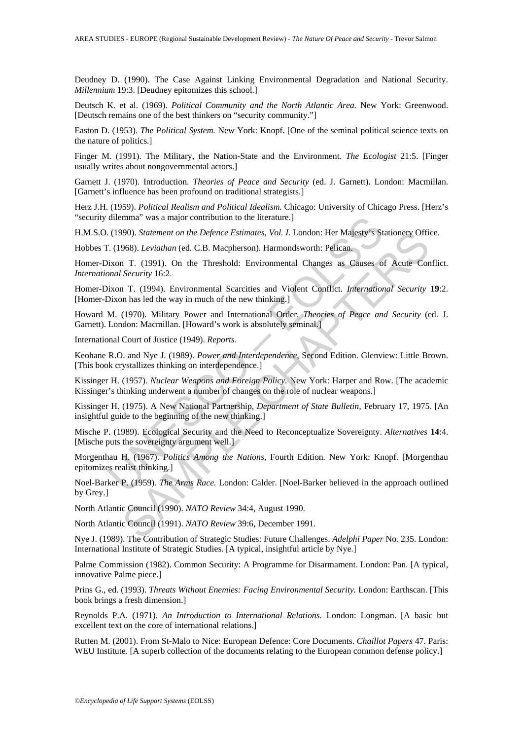Deudney D. (1990). The Case Against Linking Environmental Degradation and National Security. *Millennium* 19:3. [Deudney epitomizes this school.]

Deutsch K. et al. (1969). *Political Community and the North Atlantic Area.* New York: Greenwood. [Deutsch remains one of the best thinkers on "security community."]

Easton D. (1953). *The Political System.* New York: Knopf. [One of the seminal political science texts on the nature of politics.]

Finger M. (1991). The Military, the Nation-State and the Environment. *The Ecologist* 21:5. [Finger usually writes about nongovernmental actors.]

Garnett J. (1970). Introduction. *Theories of Peace and Security* (ed. J. Garnett). London: Macmillan. [Garnett's influence has been profound on traditional strategists.]

Herz J.H. (1959). *Political Realism and Political Idealism.* Chicago: University of Chicago Press. [Herz's "security dilemma" was a major contribution to the literature.]

H.M.S.O. (1990). *Statement on the Defence Estimates, Vol. I.* London: Her Majesty's Stationery Office.

Hobbes T. (1968). *Leviathan* (ed. C.B. Macpherson). Harmondsworth: Pelican.

Homer-Dixon T. (1991). On the Threshold: Environmental Changes as Causes of Acute Conflict. *International Security* 16:2.

Homer-Dixon T. (1994). Environmental Scarcities and Violent Conflict. *International Security* **19**:2. [Homer-Dixon has led the way in much of the new thinking.]

Howard M. (1970). Military Power and International Order. *Theories of Peace and Security* (ed. J. Garnett). London: Macmillan. [Howard's work is absolutely seminal.]

International Court of Justice (1949). *Reports.*

Keohane R.O. and Nye J. (1989). *Power and Interdependence*, Second Edition. Glenview: Little Brown. [This book crystallizes thinking on interdependence.]

Kissinger H. (1957). *Nuclear Weapons and Foreign Policy.* New York: Harper and Row. [The academic Kissinger's thinking underwent a number of changes on the role of nuclear weapons.]

Kissinger H. (1975). A New National Partnership, *Department of State Bulletin*, February 17, 1975. [An insightful guide to the beginning of the new thinking.]

Mische P. (1989). Ecological Security and the Need to Reconceptualize Sovereignty. *Alternatives* **14**:4. [Mische puts the sovereignty argument well.]

Morgenthau H. (1967). *Politics Among the Nations*, Fourth Edition. New York: Knopf. [Morgenthau epitomizes realist thinking.]

Noel-Barker P. (1959). *The Arms Race.* London: Calder. [Noel-Barker believed in the approach outlined by Grey.]

North Atlantic Council (1990). *NATO Review* 34:4, August 1990.

North Atlantic Council (1991). *NATO Review* 39:6, December 1991.

Nye J. (1989). The Contribution of Strategic Studies: Future Challenges. *Adelphi Paper* No. 235. London: International Institute of Strategic Studies. [A typical, insightful article by Nye.]

Palme Commission (1982). Common Security: A Programme for Disarmament. London: Pan. [A typical, innovative Palme piece.]

Prins G., ed. (1993). *Threats Without Enemies: Facing Environmental Security.* London: Earthscan. [This book brings a fresh dimension.]

Reynolds P.A. (1971). *An Introduction to International Relations.* London: Longman. [A basic but excellent text on the core of international relations.]

Rutten M. (2001). From St-Malo to Nice: European Defence: Core Documents. *Chaillot Papers* 47. Paris: WEU Institute. [A superb collection of the documents relating to the European common defense policy.]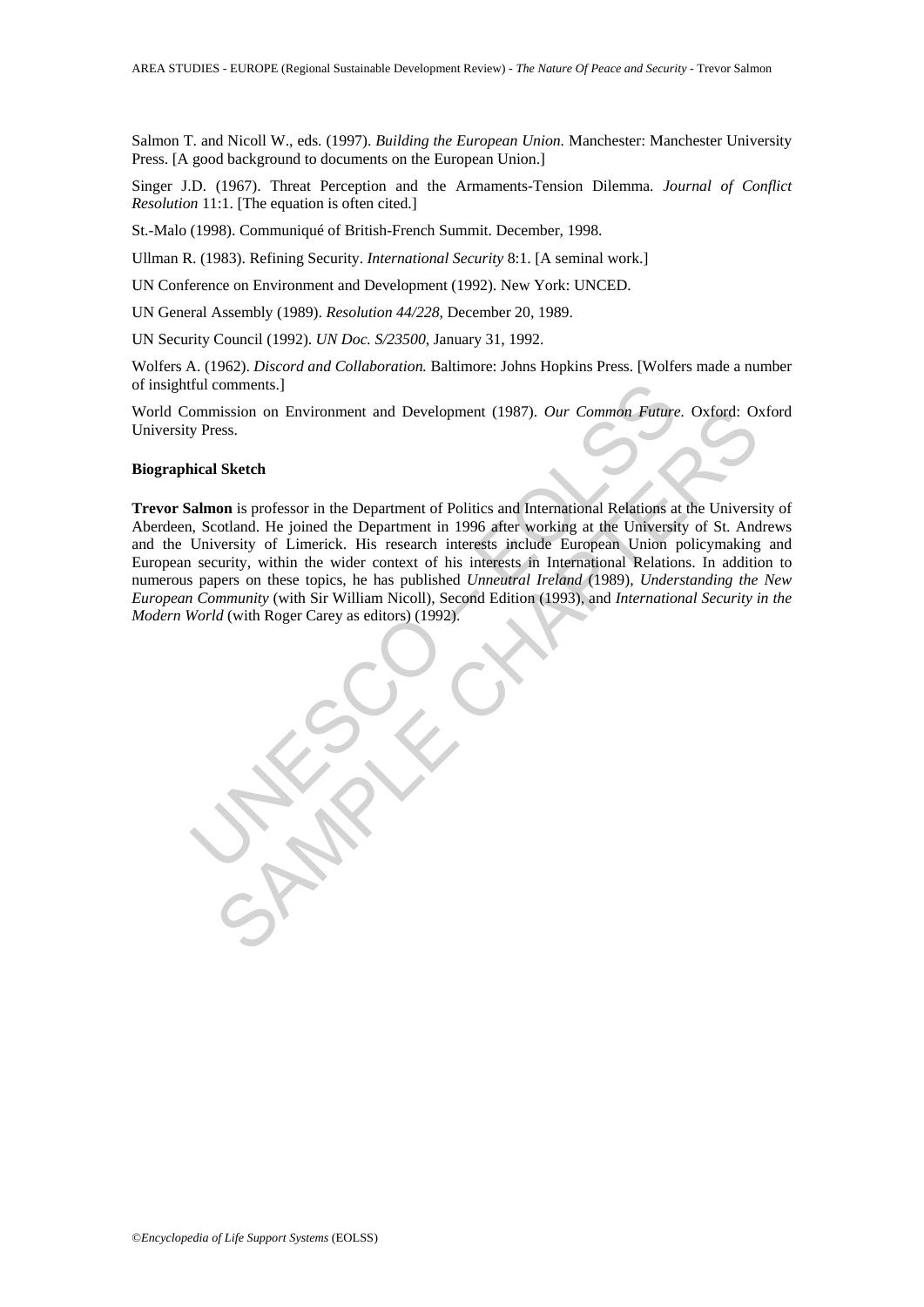Salmon T. and Nicoll W., eds. (1997). *Building the European Union.* Manchester: Manchester University Press. [A good background to documents on the European Union.]

Singer J.D. (1967). Threat Perception and the Armaments-Tension Dilemma. *Journal of Conflict Resolution* 11:1. [The equation is often cited.]

St.-Malo (1998). Communiqué of British-French Summit. December, 1998.

Ullman R. (1983). Refining Security. *International Security* 8:1. [A seminal work.]

UN Conference on Environment and Development (1992). New York: UNCED.

UN General Assembly (1989). *Resolution 44/228*, December 20, 1989.

UN Security Council (1992). *UN Doc. S/23500*, January 31, 1992.

Wolfers A. (1962). *Discord and Collaboration.* Baltimore: Johns Hopkins Press. [Wolfers made a number of insightful comments.]

World Commission on Environment and Development (1987). *Our Common Future*. Oxford: Oxford University Press.

**Biographical Sketch**

**Trevor Salmon** is professor in the Department of Politics and International Relations at the University of Aberdeen, Scotland. He joined the Department in 1996 after working at the University of St. Andrews and the University of Limerick. His research interests include European Union policymaking and European security, within the wider context of his interests in International Relations. In addition to numerous papers on these topics, he has published *Unneutral Ireland* (1989), *Understanding the New European Community* (with Sir William Nicoll), Second Edition (1993), and *International Security in the Modern World* (with Roger Carey as editors) (1992).